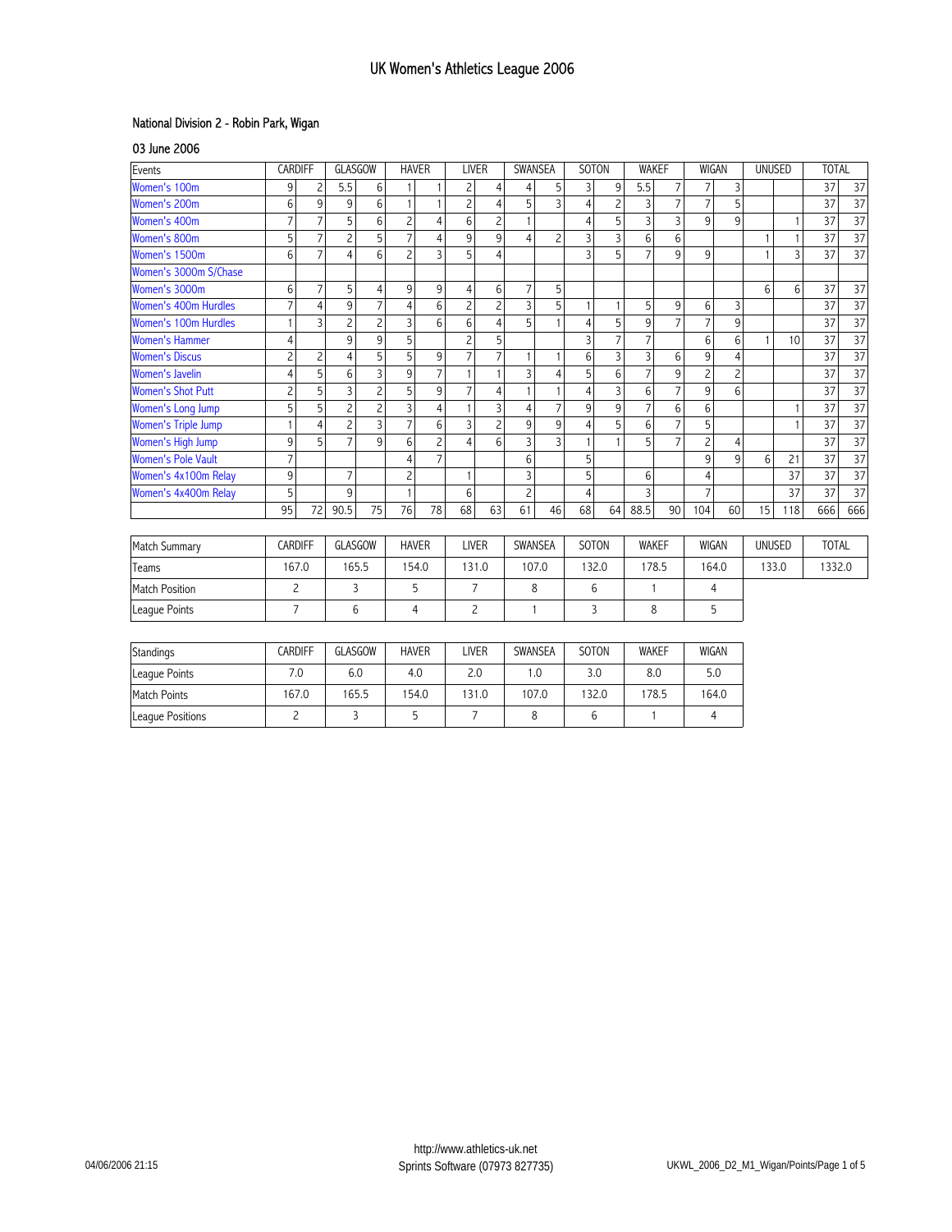# UK Women's Athletics League 2006

## National Division 2 - Robin Park, Wigan

### 03 June 2006

| Events | CARDIFF | | GLASGOW | | HAVER | | LIVER | | SWANSEA | | SOTON | | WAKEF | | WIGAN | | UNUSED | | TOTAL | |
|---|---|---|---|---|---|---|---|---|---|---|---|---|---|---|---|---|---|---|---|---|
| Women's 100m | 9 | 2 | 5.5 | 6 | 1 | 1 | 2 | 4 | 4 | 5 | 3 | 9 | 5.5 | 7 | 7 | 3 | | | 37 | 37 |
| Women's 200m | 6 | 9 | 9 | 6 | 1 | 1 | 2 | 4 | 5 | 3 | 4 | 2 | 3 | 7 | 7 | 5 | | | 37 | 37 |
| Women's 400m | 7 | 7 | 5 | 6 | 2 | 4 | 6 | 2 | 1 | | 4 | 5 | 3 | 3 | 9 | 9 | | 1 | 37 | 37 |
| Women's 800m | 5 | 7 | 2 | 5 | 7 | 4 | 9 | 9 | 4 | 2 | 3 | 3 | 6 | 6 | | | 1 | 1 | 37 | 37 |
| Women's 1500m | 6 | 7 | 4 | 6 | 2 | 3 | 5 | 4 | | | 3 | 5 | 7 | 9 | 9 | | 1 | 3 | 37 | 37 |
| Women's 3000m S/Chase | | | | | | | | | | | | | | | | | | | | |
| Women's 3000m | 6 | 7 | 5 | 4 | 9 | 9 | 4 | 6 | 7 | 5 | | | | | | | 6 | 6 | 37 | 37 |
| Women's 400m Hurdles | 7 | 4 | 9 | 7 | 4 | 6 | 2 | 2 | 3 | 5 | 1 | 1 | 5 | 9 | 6 | 3 | | | 37 | 37 |
| Women's 100m Hurdles | 1 | 3 | 2 | 2 | 3 | 6 | 6 | 4 | 5 | 1 | 4 | 5 | 9 | 7 | 7 | 9 | | | 37 | 37 |
| Women's Hammer | 4 | | 9 | 9 | 5 | | 2 | 5 | | | 3 | 7 | 7 | | 6 | 6 | 1 | 10 | 37 | 37 |
| Women's Discus | 2 | 2 | 4 | 5 | 5 | 9 | 7 | 7 | 1 | 1 | 6 | 3 | 3 | 6 | 9 | 4 | | | 37 | 37 |
| Women's Javelin | 4 | 5 | 6 | 3 | 9 | 7 | 1 | 1 | 3 | 4 | 5 | 6 | 7 | 9 | 2 | 2 | | | 37 | 37 |
| Women's Shot Putt | 2 | 5 | 3 | 2 | 5 | 9 | 7 | 4 | 1 | 1 | 4 | 3 | 6 | 7 | 9 | 6 | | | 37 | 37 |
| Women's Long Jump | 5 | 5 | 2 | 2 | 3 | 4 | 1 | 3 | 4 | 7 | 9 | 9 | 7 | 6 | 6 | | | 1 | 37 | 37 |
| Women's Triple Jump | 1 | 4 | 2 | 3 | 7 | 6 | 3 | 2 | 9 | 9 | 4 | 5 | 6 | 7 | 5 | | | 1 | 37 | 37 |
| Women's High Jump | 9 | 5 | 7 | 9 | 6 | 2 | 4 | 6 | 3 | 3 | 1 | 1 | 5 | 7 | 2 | 4 | | | 37 | 37 |
| Women's Pole Vault | 7 | | | | 4 | 7 | | | 6 | | 5 | | | | 9 | 9 | 6 | 21 | 37 | 37 |
| Women's 4x100m Relay | 9 | | 7 | | 2 | | 1 | | 3 | | 5 | | 6 | | 4 | | | 37 | 37 | 37 |
| Women's 4x400m Relay | 5 | | 9 | | 1 | | 6 | | 2 | | 4 | | 3 | | 7 | | | 37 | 37 | 37 |
| | 95 | 72 | 90.5 | 75 | 76 | 78 | 68 | 63 | 61 | 46 | 68 | 64 | 88.5 | 90 | 104 | 60 | 15 | 118 | 666 | 666 |

| Match Summary | CARDIFF | GLASGOW | HAVER | LIVER | SWANSEA | SOTON | WAKEF | WIGAN | UNUSED | TOTAL |
|---|---|---|---|---|---|---|---|---|---|---|
| Teams | 167.0 | 165.5 | 154.0 | 131.0 | 107.0 | 132.0 | 178.5 | 164.0 | 133.0 | 1332.0 |
| Match Position | 2 | 3 | 5 | 7 | 8 | 6 | 1 | 4 | | |
| League Points | 7 | 6 | 4 | 2 | 1 | 3 | 8 | 5 | | |

| Standings | CARDIFF | GLASGOW | HAVER | LIVER | SWANSEA | SOTON | WAKEF | WIGAN |
|---|---|---|---|---|---|---|---|---|
| League Points | 7.0 | 6.0 | 4.0 | 2.0 | 1.0 | 3.0 | 8.0 | 5.0 |
| Match Points | 167.0 | 165.5 | 154.0 | 131.0 | 107.0 | 132.0 | 178.5 | 164.0 |
| League Positions | 2 | 3 | 5 | 7 | 8 | 6 | 1 | 4 |

http://www.athletics-uk.net
Sprints Software (07973 827735)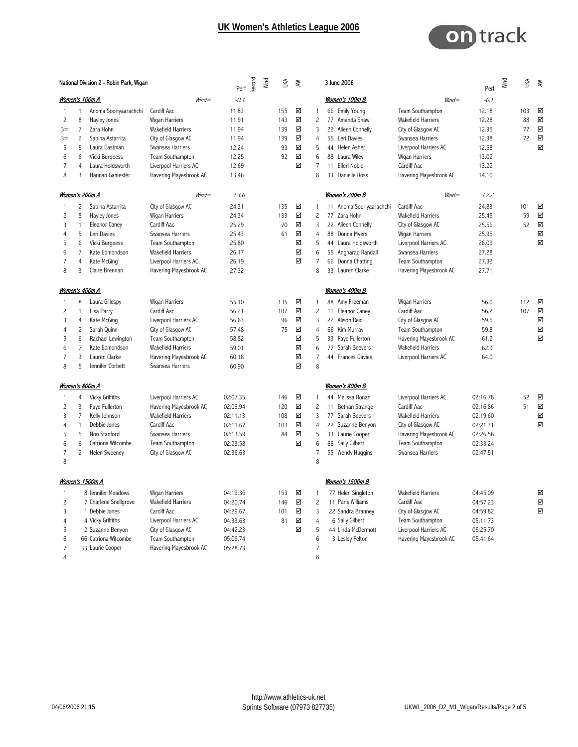# UK Women's Athletics League 2006

National Division 2 - Robin Park, Wigan — 3 June 2006

## Women's 100m A

Wind= -0.1

| Pos | No | Name | Club | Perf | Record | Wind | UKA | AW |
|---|---|---|---|---|---|---|---|---|
| 1 | 1 | Anoma Sooriyaarachchi | Cardiff Aac | 11.83 | | | 155 | ☑ |
| 2 | 8 | Hayley Jones | Wigan Harriers | 11.91 | | | 143 | ☑ |
| 3= | 7 | Zara Hohn | Wakefield Harriers | 11.94 | | | 139 | ☑ |
| 3= | 2 | Sabina Astarrita | City of Glasgow AC | 11.94 | | | 139 | ☑ |
| 5 | 5 | Laura Eastman | Swansea Harriers | 12.24 | | | 93 | ☑ |
| 6 | 6 | Vicki Burgeess | Team Southampton | 12.25 | | | 92 | ☑ |
| 7 | 4 | Laura Holdsworth | Liverpool Harriers AC | 12.69 | | | | ☑ |
| 8 | 3 | Hannah Gamester | Havering Mayesbrook AC | 13.46 | | | | |

## Women's 100m B

Wind= -0.1

| Pos | No | Name | Club | Perf | Wind | UKA | AW |
|---|---|---|---|---|---|---|---|
| 1 | 66 | Emily Young | Team Southampton | 12.18 | | 103 | ☑ |
| 2 | 77 | Amanda Shaw | Wakefield Harriers | 12.28 | | 88 | ☑ |
| 3 | 22 | Aileen Connelly | City of Glasgow AC | 12.35 | | 77 | ☑ |
| 4 | 55 | Leri Davies | Swansea Harriers | 12.38 | | 72 | ☑ |
| 5 | 44 | Helen Asher | Liverpool Harriers AC | 12.58 | | | ☑ |
| 6 | 88 | Laura Wiley | Wigan Harriers | 13.02 | | | |
| 7 | 11 | Elleri Noble | Cardiff Aac | 13.22 | | | |
| 8 | 33 | Danielle Ross | Havering Mayesbrook AC | 14.10 | | | |

## Women's 200m A

Wind= +3.6

| Pos | No | Name | Club | Perf | Record | Wind | UKA | AW |
|---|---|---|---|---|---|---|---|---|
| 1 | 2 | Sabina Astarrita | City of Glasgow AC | 24.31 | | | 135 | ☑ |
| 2 | 8 | Hayley Jones | Wigan Harriers | 24.34 | | | 133 | ☑ |
| 3 | 1 | Eleanor Caney | Cardiff Aac | 25.29 | | | 70 | ☑ |
| 4 | 5 | Leri Davies | Swansea Harriers | 25.43 | | | 61 | ☑ |
| 5 | 6 | Vicki Burgeess | Team Southampton | 25.80 | | | | ☑ |
| 6 | 7 | Kate Edmondson | Wakefield Harriers | 26.17 | | | | ☑ |
| 7 | 4 | Kate McGing | Liverpool Harriers AC | 26.19 | | | | ☑ |
| 8 | 3 | Claire Brennan | Havering Mayesbrook AC | 27.32 | | | | |

## Women's 200m B

Wind= +2.2

| Pos | No | Name | Club | Perf | Wind | UKA | AW |
|---|---|---|---|---|---|---|---|
| 1 | 11 | Anoma Sooriyaarachchi | Cardiff Aac | 24.83 | | 101 | ☑ |
| 2 | 77 | Zara Hohn | Wakefield Harriers | 25.45 | | 59 | ☑ |
| 3 | 22 | Aileen Connelly | City of Glasgow AC | 25.56 | | 52 | ☑ |
| 4 | 88 | Donna Myers | Wigan Harriers | 25.95 | | | ☑ |
| 5 | 44 | Laura Holdsworth | Liverpool Harriers AC | 26.09 | | | ☑ |
| 6 | 55 | Angharad Randall | Swansea Harriers | 27.28 | | | |
| 7 | 66 | Donna Chatting | Team Southampton | 27.32 | | | |
| 8 | 33 | Lauren Clarke | Havering Mayesbrook AC | 27.71 | | | |

## Women's 400m A

| Pos | No | Name | Club | Perf | Record | Wind | UKA | AW |
|---|---|---|---|---|---|---|---|---|
| 1 | 8 | Laura Gillespy | Wigan Harriers | 55.10 | | | 135 | ☑ |
| 2 | 1 | Lisa Parry | Cardiff Aac | 56.21 | | | 107 | ☑ |
| 3 | 4 | Kate McGing | Liverpool Harriers AC | 56.63 | | | 96 | ☑ |
| 4 | 2 | Sarah Quinn | City of Glasgow AC | 57.48 | | | 75 | ☑ |
| 5 | 6 | Rachael Lewington | Team Southampton | 58.82 | | | | ☑ |
| 6 | 7 | Kate Edmondson | Wakefield Harriers | 59.01 | | | | ☑ |
| 7 | 3 | Lauren Clarke | Havering Mayesbrook AC | 60.18 | | | | ☑ |
| 8 | 5 | Jennifer Corbett | Swansea Harriers | 60.90 | | | | ☑ |

## Women's 400m B

| Pos | No | Name | Club | Perf | Wind | UKA | AW |
|---|---|---|---|---|---|---|---|
| 1 | 88 | Amy Freeman | Wigan Harriers | 56.0 | | 112 | ☑ |
| 2 | 11 | Eleanor Caney | Cardiff Aac | 56.2 | | 107 | ☑ |
| 3 | 22 | Alison Reid | City of Glasgow AC | 59.5 | | | ☑ |
| 4 | 66 | Kim Murray | Team Southampton | 59.8 | | | ☑ |
| 5 | 33 | Faye Fullerton | Havering Mayesbrook AC | 61.2 | | | ☑ |
| 6 | 77 | Sarah Beevers | Wakefield Harriers | 62.9 | | | |
| 7 | 44 | Frances Davies | Liverpool Harriers AC | 64.0 | | | |
| 8 | | | | | | | |

## Women's 800m A

| Pos | No | Name | Club | Perf | Record | Wind | UKA | AW |
|---|---|---|---|---|---|---|---|---|
| 1 | 4 | Vicky Griffiths | Liverpool Harriers AC | 02:07.35 | | | 146 | ☑ |
| 2 | 3 | Faye Fullerton | Havering Mayesbrook AC | 02:09.94 | | | 120 | ☑ |
| 3 | 7 | Kelly Johnson | Wakefield Harriers | 02:11.13 | | | 108 | ☑ |
| 4 | 1 | Debbie Jones | Cardiff Aac | 02:11.67 | | | 103 | ☑ |
| 5 | 5 | Non Stanford | Swansea Harriers | 02:13.59 | | | 84 | ☑ |
| 6 | 6 | Catriona Witcombe | Team Southampton | 02:23.58 | | | | ☑ |
| 7 | 2 | Helen Sweeney | City of Glasgow AC | 02:36.63 | | | | |
| 8 | | | | | | | | |

## Women's 800m B

| Pos | No | Name | Club | Perf | Wind | UKA | AW |
|---|---|---|---|---|---|---|---|
| 1 | 44 | Melissa Ronan | Liverpool Harriers AC | 02:16.78 | | 52 | ☑ |
| 2 | 11 | Bethan Strange | Cardiff Aac | 02:16.86 | | 51 | ☑ |
| 3 | 77 | Sarah Beevers | Wakefield Harriers | 02:19.60 | | | ☑ |
| 4 | 22 | Suzanne Benyon | City of Glasgow AC | 02:21.31 | | | ☑ |
| 5 | 33 | Laurie Cooper | Havering Mayesbrook AC | 02:26.56 | | | |
| 6 | 66 | Sally Gilbert | Team Southampton | 02:33.24 | | | |
| 7 | 55 | Wendy Huggins | Swansea Harriers | 02:47.51 | | | |
| 8 | | | | | | | |

## Women's 1500m A

| Pos | No | Name | Club | Perf | Record | Wind | UKA | AW |
|---|---|---|---|---|---|---|---|---|
| 1 | 8 | Jennifer Meadows | Wigan Harriers | 04:19.36 | | | 153 | ☑ |
| 2 | 7 | Charlene Snellgrove | Wakefield Harriers | 04:20.74 | | | 146 | ☑ |
| 3 | 1 | Debbie Jones | Cardiff Aac | 04:29.67 | | | 101 | ☑ |
| 4 | 4 | Vicky Griffiths | Liverpool Harriers AC | 04:33.63 | | | 81 | ☑ |
| 5 | 2 | Suzanne Benyon | City of Glasgow AC | 04:42.23 | | | | ☑ |
| 6 | 66 | Catriona Witcombe | Team Southampton | 05:06.74 | | | | |
| 7 | 33 | Laurie Cooper | Havering Mayesbrook AC | 05:28.73 | | | | |
| 8 | | | | | | | | |

## Women's 1500m B

| Pos | No | Name | Club | Perf | Wind | UKA | AW |
|---|---|---|---|---|---|---|---|
| 1 | 77 | Helen Singleton | Wakefield Harriers | 04:45.09 | | | ☑ |
| 2 | 11 | Paris Williams | Cardiff Aac | 04:57.23 | | | ☑ |
| 3 | 22 | Sandra Branney | City of Glasgow AC | 04:59.82 | | | ☑ |
| 4 | 6 | Sally Gilbert | Team Southampton | 05:11.73 | | | |
| 5 | 44 | Linda McDermott | Liverpool Harriers AC | 05:25.70 | | | |
| 6 | 3 | Lesley Felton | Havering Mayesbrook AC | 05:41.64 | | | |
| 7 | | | | | | | |
| 8 | | | | | | | |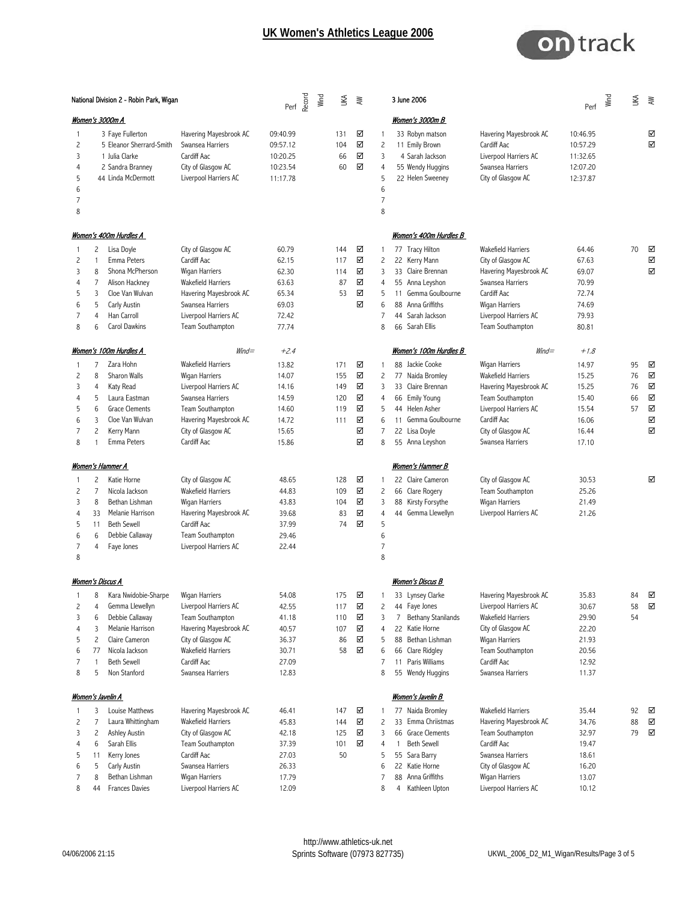# UK Women's Athletics League 2006

National Division 2 - Robin Park, Wigan — 3 June 2006

## Women's 3000m A

| Pos | No | Name | Club | Perf | Record | Wind | UKA | AW |
|---|---|---|---|---|---|---|---|---|
| 1 | 3 | Faye Fullerton | Havering Mayesbrook AC | 09:40.99 | | | 131 | ☑ |
| 2 | 5 | Eleanor Sherrard-Smith | Swansea Harriers | 09:57.12 | | | 104 | ☑ |
| 3 | 1 | Julia Clarke | Cardiff Aac | 10:20.25 | | | 66 | ☑ |
| 4 | 2 | Sandra Branney | City of Glasgow AC | 10:23.54 | | | 60 | ☑ |
| 5 | 44 | Linda McDermott | Liverpool Harriers AC | 11:17.78 | | | | |
| 6 | | | | | | | | |
| 7 | | | | | | | | |
| 8 | | | | | | | | |

## Women's 3000m B

| Pos | No | Name | Club | Perf | Wind | UKA | AW |
|---|---|---|---|---|---|---|---|
| 1 | 33 | Robyn matson | Havering Mayesbrook AC | 10:46.95 | | | ☑ |
| 2 | 11 | Emily Brown | Cardiff Aac | 10:57.29 | | | ☑ |
| 3 | 4 | Sarah Jackson | Liverpool Harriers AC | 11:32.65 | | | |
| 4 | 55 | Wendy Huggins | Swansea Harriers | 12:07.20 | | | |
| 5 | 22 | Helen Sweeney | City of Glasgow AC | 12:37.87 | | | |
| 6 | | | | | | | |
| 7 | | | | | | | |
| 8 | | | | | | | |

## Women's 400m Hurdles A

| Pos | No | Name | Club | Perf | Record | Wind | UKA | AW |
|---|---|---|---|---|---|---|---|---|
| 1 | 2 | Lisa Doyle | City of Glasgow AC | 60.79 | | | 144 | ☑ |
| 2 | 1 | Emma Peters | Cardiff Aac | 62.15 | | | 117 | ☑ |
| 3 | 8 | Shona McPherson | Wigan Harriers | 62.30 | | | 114 | ☑ |
| 4 | 7 | Alison Hackney | Wakefield Harriers | 63.63 | | | 87 | ☑ |
| 5 | 3 | Cloe Van Wulvan | Havering Mayesbrook AC | 65.34 | | | 53 | ☑ |
| 6 | 5 | Carly Austin | Swansea Harriers | 69.03 | | | | ☑ |
| 7 | 4 | Han Carroll | Liverpool Harriers AC | 72.42 | | | | |
| 8 | 6 | Carol Dawkins | Team Southampton | 77.74 | | | | |

## Women's 400m Hurdles B

| Pos | No | Name | Club | Perf | Wind | UKA | AW |
|---|---|---|---|---|---|---|---|
| 1 | 77 | Tracy Hilton | Wakefield Harriers | 64.46 | | 70 | ☑ |
| 2 | 22 | Kerry Mann | City of Glasgow AC | 67.63 | | | ☑ |
| 3 | 33 | Claire Brennan | Havering Mayesbrook AC | 69.07 | | | ☑ |
| 4 | 55 | Anna Leyshon | Swansea Harriers | 70.99 | | | |
| 5 | 11 | Gemma Goulbourne | Cardiff Aac | 72.74 | | | |
| 6 | 88 | Anna Griffiths | Wigan Harriers | 74.69 | | | |
| 7 | 44 | Sarah Jackson | Liverpool Harriers AC | 79.93 | | | |
| 8 | 66 | Sarah Ellis | Team Southampton | 80.81 | | | |

## Women's 100m Hurdles A (Wind= +2.4)

| Pos | No | Name | Club | Perf | Record | Wind | UKA | AW |
|---|---|---|---|---|---|---|---|---|
| 1 | 7 | Zara Hohn | Wakefield Harriers | 13.82 | | | 171 | ☑ |
| 2 | 8 | Sharon Walls | Wigan Harriers | 14.07 | | | 155 | ☑ |
| 3 | 4 | Katy Read | Liverpool Harriers AC | 14.16 | | | 149 | ☑ |
| 4 | 5 | Laura Eastman | Swansea Harriers | 14.59 | | | 120 | ☑ |
| 5 | 6 | Grace Clements | Team Southampton | 14.60 | | | 119 | ☑ |
| 6 | 3 | Cloe Van Wulvan | Havering Mayesbrook AC | 14.72 | | | 111 | ☑ |
| 7 | 2 | Kerry Mann | City of Glasgow AC | 15.65 | | | | ☑ |
| 8 | 1 | Emma Peters | Cardiff Aac | 15.86 | | | | ☑ |

## Women's 100m Hurdles B (Wind= +1.8)

| Pos | No | Name | Club | Perf | Wind | UKA | AW |
|---|---|---|---|---|---|---|---|
| 1 | 88 | Jackie Cooke | Wigan Harriers | 14.97 | | 95 | ☑ |
| 2 | 77 | Naida Bromley | Wakefield Harriers | 15.25 | | 76 | ☑ |
| 3 | 33 | Claire Brennan | Havering Mayesbrook AC | 15.25 | | 76 | ☑ |
| 4 | 66 | Emily Young | Team Southampton | 15.40 | | 66 | ☑ |
| 5 | 44 | Helen Asher | Liverpool Harriers AC | 15.54 | | 57 | ☑ |
| 6 | 11 | Gemma Goulbourne | Cardiff Aac | 16.06 | | | ☑ |
| 7 | 22 | Lisa Doyle | City of Glasgow AC | 16.44 | | | ☑ |
| 8 | 55 | Anna Leyshon | Swansea Harriers | 17.10 | | | |

## Women's Hammer A

| Pos | No | Name | Club | Perf | Record | Wind | UKA | AW |
|---|---|---|---|---|---|---|---|---|
| 1 | 2 | Katie Horne | City of Glasgow AC | 48.65 | | | 128 | ☑ |
| 2 | 7 | Nicola Jackson | Wakefield Harriers | 44.83 | | | 109 | ☑ |
| 3 | 8 | Bethan Lishman | Wigan Harriers | 43.83 | | | 104 | ☑ |
| 4 | 33 | Melanie Harrison | Havering Mayesbrook AC | 39.68 | | | 83 | ☑ |
| 5 | 11 | Beth Sewell | Cardiff Aac | 37.99 | | | 74 | ☑ |
| 6 | 6 | Debbie Callaway | Team Southampton | 29.46 | | | | |
| 7 | 4 | Faye Jones | Liverpool Harriers AC | 22.44 | | | | |
| 8 | | | | | | | | |

## Women's Hammer B

| Pos | No | Name | Club | Perf | Wind | UKA | AW |
|---|---|---|---|---|---|---|---|
| 1 | 22 | Claire Cameron | City of Glasgow AC | 30.53 | | | ☑ |
| 2 | 66 | Clare Rogery | Team Southampton | 25.26 | | | |
| 3 | 88 | Kirsty Forsythe | Wigan Harriers | 21.49 | | | |
| 4 | 44 | Gemma Llewellyn | Liverpool Harriers AC | 21.26 | | | |
| 5 | | | | | | | |
| 6 | | | | | | | |
| 7 | | | | | | | |
| 8 | | | | | | | |

## Women's Discus A

| Pos | No | Name | Club | Perf | Record | Wind | UKA | AW |
|---|---|---|---|---|---|---|---|---|
| 1 | 8 | Kara Nwidobie-Sharpe | Wigan Harriers | 54.08 | | | 175 | ☑ |
| 2 | 4 | Gemma Llewellyn | Liverpool Harriers AC | 42.55 | | | 117 | ☑ |
| 3 | 6 | Debbie Callaway | Team Southampton | 41.18 | | | 110 | ☑ |
| 4 | 3 | Melanie Harrison | Havering Mayesbrook AC | 40.57 | | | 107 | ☑ |
| 5 | 2 | Claire Cameron | City of Glasgow AC | 36.37 | | | 86 | ☑ |
| 6 | 77 | Nicola Jackson | Wakefield Harriers | 30.71 | | | 58 | ☑ |
| 7 | 1 | Beth Sewell | Cardiff Aac | 27.09 | | | | |
| 8 | 5 | Non Stanford | Swansea Harriers | 12.83 | | | | |

## Women's Discus B

| Pos | No | Name | Club | Perf | Wind | UKA | AW |
|---|---|---|---|---|---|---|---|
| 1 | 33 | Lynsey Clarke | Havering Mayesbrook AC | 35.83 | | 84 | ☑ |
| 2 | 44 | Faye Jones | Liverpool Harriers AC | 30.67 | | 58 | ☑ |
| 3 | 7 | Bethany Stanilands | Wakefield Harriers | 29.90 | | 54 | |
| 4 | 22 | Katie Horne | City of Glasgow AC | 22.20 | | | |
| 5 | 88 | Bethan Lishman | Wigan Harriers | 21.93 | | | |
| 6 | 66 | Clare Ridgley | Team Southampton | 20.56 | | | |
| 7 | 11 | Paris Williams | Cardiff Aac | 12.92 | | | |
| 8 | 55 | Wendy Huggins | Swansea Harriers | 11.37 | | | |

## Women's Javelin A

| Pos | No | Name | Club | Perf | Record | Wind | UKA | AW |
|---|---|---|---|---|---|---|---|---|
| 1 | 3 | Louise Matthews | Havering Mayesbrook AC | 46.41 | | | 147 | ☑ |
| 2 | 7 | Laura Whittingham | Wakefield Harriers | 45.83 | | | 144 | ☑ |
| 3 | 2 | Ashley Austin | City of Glasgow AC | 42.18 | | | 125 | ☑ |
| 4 | 6 | Sarah Ellis | Team Southampton | 37.39 | | | 101 | ☑ |
| 5 | 11 | Kerry Jones | Cardiff Aac | 27.03 | | | 50 | |
| 6 | 5 | Carly Austin | Swansea Harriers | 26.33 | | | | |
| 7 | 8 | Bethan Lishman | Wigan Harriers | 17.79 | | | | |
| 8 | 44 | Frances Davies | Liverpool Harriers AC | 12.09 | | | | |

## Women's Javelin B

| Pos | No | Name | Club | Perf | Wind | UKA | AW |
|---|---|---|---|---|---|---|---|
| 1 | 77 | Naida Bromley | Wakefield Harriers | 35.44 | | 92 | ☑ |
| 2 | 33 | Emma Chriistmas | Havering Mayesbrook AC | 34.76 | | 88 | ☑ |
| 3 | 66 | Grace Clements | Team Southampton | 32.97 | | 79 | ☑ |
| 4 | 1 | Beth Sewell | Cardiff Aac | 19.47 | | | |
| 5 | 55 | Sara Barry | Swansea Harriers | 18.61 | | | |
| 6 | 22 | Katie Horne | City of Glasgow AC | 16.20 | | | |
| 7 | 88 | Anna Griffiths | Wigan Harriers | 13.07 | | | |
| 8 | 4 | Kathleen Upton | Liverpool Harriers AC | 10.12 | | | |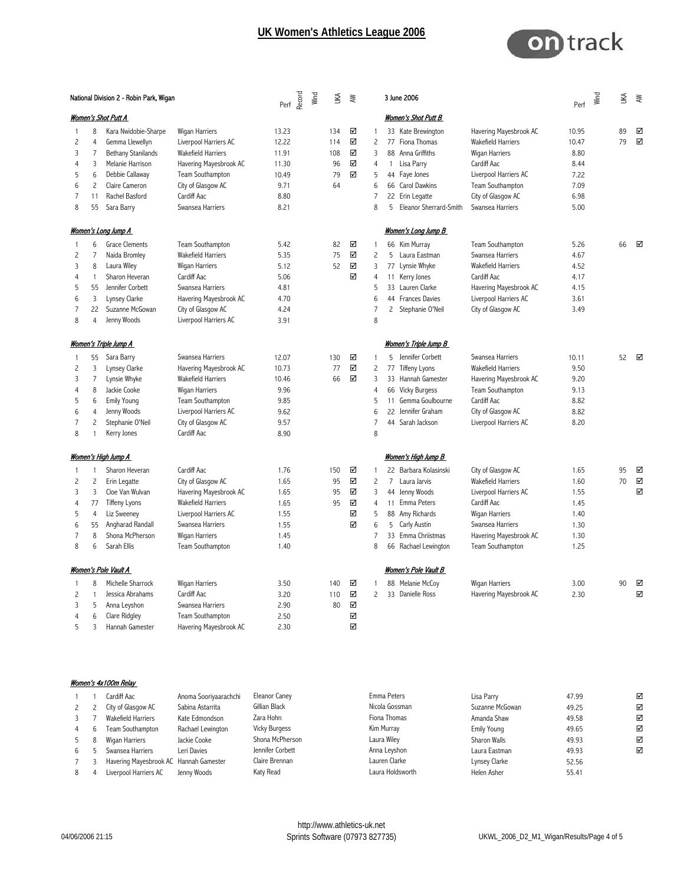# UK Women's Athletics League 2006

National Division 2 - Robin Park, Wigan — 3 June 2006

### Women's Shot Putt A

| Pos | No | Name | Club | Perf | Record | Wind | UKA | AW |
|---|---|---|---|---|---|---|---|---|
| 1 | 8 | Kara Nwidobie-Sharpe | Wigan Harriers | 13.23 | | | 134 | ☑ |
| 2 | 4 | Gemma Llewellyn | Liverpool Harriers AC | 12.22 | | | 114 | ☑ |
| 3 | 7 | Bethany Stanilands | Wakefield Harriers | 11.91 | | | 108 | ☑ |
| 4 | 3 | Melanie Harrison | Havering Mayesbrook AC | 11.30 | | | 96 | ☑ |
| 5 | 6 | Debbie Callaway | Team Southampton | 10.49 | | | 79 | ☑ |
| 6 | 2 | Claire Cameron | City of Glasgow AC | 9.71 | | | 64 | |
| 7 | 11 | Rachel Basford | Cardiff Aac | 8.80 | | | | |
| 8 | 55 | Sara Barry | Swansea Harriers | 8.21 | | | | |

### Women's Shot Putt B

| Pos | No | Name | Club | Perf | Wind | UKA | AW |
|---|---|---|---|---|---|---|---|
| 1 | 33 | Kate Brewington | Havering Mayesbrook AC | 10.95 | | 89 | ☑ |
| 2 | 77 | Fiona Thomas | Wakefield Harriers | 10.47 | | 79 | ☑ |
| 3 | 88 | Anna Griffiths | Wigan Harriers | 8.80 | | | |
| 4 | 1 | Lisa Parry | Cardiff Aac | 8.44 | | | |
| 5 | 44 | Faye Jones | Liverpool Harriers AC | 7.22 | | | |
| 6 | 66 | Carol Dawkins | Team Southampton | 7.09 | | | |
| 7 | 22 | Erin Legatte | City of Glasgow AC | 6.98 | | | |
| 8 | 5 | Eleanor Sherrard-Smith | Swansea Harriers | 5.00 | | | |

### Women's Long Jump A

| Pos | No | Name | Club | Perf | Record | Wind | UKA | AW |
|---|---|---|---|---|---|---|---|---|
| 1 | 6 | Grace Clements | Team Southampton | 5.42 | | | 82 | ☑ |
| 2 | 7 | Naida Bromley | Wakefield Harriers | 5.35 | | | 75 | ☑ |
| 3 | 8 | Laura Wiley | Wigan Harriers | 5.12 | | | 52 | ☑ |
| 4 | 1 | Sharon Heveran | Cardiff Aac | 5.06 | | | | ☑ |
| 5 | 55 | Jennifer Corbett | Swansea Harriers | 4.81 | | | | |
| 6 | 3 | Lynsey Clarke | Havering Mayesbrook AC | 4.70 | | | | |
| 7 | 22 | Suzanne McGowan | City of Glasgow AC | 4.24 | | | | |
| 8 | 4 | Jenny Woods | Liverpool Harriers AC | 3.91 | | | | |

### Women's Long Jump B

| Pos | No | Name | Club | Perf | Wind | UKA | AW |
|---|---|---|---|---|---|---|---|
| 1 | 66 | Kim Murray | Team Southampton | 5.26 | | 66 | ☑ |
| 2 | 5 | Laura Eastman | Swansea Harriers | 4.67 | | | |
| 3 | 77 | Lynsie Whyke | Wakefield Harriers | 4.52 | | | |
| 4 | 11 | Kerry Jones | Cardiff Aac | 4.17 | | | |
| 5 | 33 | Lauren Clarke | Havering Mayesbrook AC | 4.15 | | | |
| 6 | 44 | Frances Davies | Liverpool Harriers AC | 3.61 | | | |
| 7 | 2 | Stephanie O'Neil | City of Glasgow AC | 3.49 | | | |
| 8 | | | | | | | |

### Women's Triple Jump A

| Pos | No | Name | Club | Perf | Record | Wind | UKA | AW |
|---|---|---|---|---|---|---|---|---|
| 1 | 55 | Sara Barry | Swansea Harriers | 12.07 | | | 130 | ☑ |
| 2 | 3 | Lynsey Clarke | Havering Mayesbrook AC | 10.73 | | | 77 | ☑ |
| 3 | 7 | Lynsie Whyke | Wakefield Harriers | 10.46 | | | 66 | ☑ |
| 4 | 8 | Jackie Cooke | Wigan Harriers | 9.96 | | | | |
| 5 | 6 | Emily Young | Team Southampton | 9.85 | | | | |
| 6 | 4 | Jenny Woods | Liverpool Harriers AC | 9.62 | | | | |
| 7 | 2 | Stephanie O'Neil | City of Glasgow AC | 9.57 | | | | |
| 8 | 1 | Kerry Jones | Cardiff Aac | 8.90 | | | | |

### Women's Triple Jump B

| Pos | No | Name | Club | Perf | Wind | UKA | AW |
|---|---|---|---|---|---|---|---|
| 1 | 5 | Jennifer Corbett | Swansea Harriers | 10.11 | | 52 | ☑ |
| 2 | 77 | Tiffeny Lyons | Wakefield Harriers | 9.50 | | | |
| 3 | 33 | Hannah Gamester | Havering Mayesbrook AC | 9.20 | | | |
| 4 | 66 | Vicky Burgess | Team Southampton | 9.13 | | | |
| 5 | 11 | Gemma Goulbourne | Cardiff Aac | 8.82 | | | |
| 6 | 22 | Jennifer Graham | City of Glasgow AC | 8.82 | | | |
| 7 | 44 | Sarah Jackson | Liverpool Harriers AC | 8.20 | | | |
| 8 | | | | | | | |

### Women's High Jump A

| Pos | No | Name | Club | Perf | Record | Wind | UKA | AW |
|---|---|---|---|---|---|---|---|---|
| 1 | 1 | Sharon Heveran | Cardiff Aac | 1.76 | | | 150 | ☑ |
| 2 | 2 | Erin Legatte | City of Glasgow AC | 1.65 | | | 95 | ☑ |
| 3 | 3 | Cloe Van Wulvan | Havering Mayesbrook AC | 1.65 | | | 95 | ☑ |
| 4 | 77 | Tiffeny Lyons | Wakefield Harriers | 1.65 | | | 95 | ☑ |
| 5 | 4 | Liz Sweeney | Liverpool Harriers AC | 1.55 | | | | ☑ |
| 6 | 55 | Angharad Randall | Swansea Harriers | 1.55 | | | | ☑ |
| 7 | 8 | Shona McPherson | Wigan Harriers | 1.45 | | | | |
| 8 | 6 | Sarah Ellis | Team Southampton | 1.40 | | | | |

### Women's High Jump B

| Pos | No | Name | Club | Perf | Wind | UKA | AW |
|---|---|---|---|---|---|---|---|
| 1 | 22 | Barbara Kolasinski | City of Glasgow AC | 1.65 | | 95 | ☑ |
| 2 | 7 | Laura Jarvis | Wakefield Harriers | 1.60 | | 70 | ☑ |
| 3 | 44 | Jenny Woods | Liverpool Harriers AC | 1.55 | | | ☑ |
| 4 | 11 | Emma Peters | Cardiff Aac | 1.45 | | | |
| 5 | 88 | Amy Richards | Wigan Harriers | 1.40 | | | |
| 6 | 5 | Carly Austin | Swansea Harriers | 1.30 | | | |
| 7 | 33 | Emma Chriistmas | Havering Mayesbrook AC | 1.30 | | | |
| 8 | 66 | Rachael Lewington | Team Southampton | 1.25 | | | |

### Women's Pole Vault A

| Pos | No | Name | Club | Perf | Record | Wind | UKA | AW |
|---|---|---|---|---|---|---|---|---|
| 1 | 8 | Michelle Sharrock | Wigan Harriers | 3.50 | | | 140 | ☑ |
| 2 | 1 | Jessica Abrahams | Cardiff Aac | 3.20 | | | 110 | ☑ |
| 3 | 5 | Anna Leyshon | Swansea Harriers | 2.90 | | | 80 | ☑ |
| 4 | 6 | Clare Ridgley | Team Southampton | 2.50 | | | | ☑ |
| 5 | 3 | Hannah Gamester | Havering Mayesbrook AC | 2.30 | | | | ☑ |

### Women's Pole Vault B

| Pos | No | Name | Club | Perf | Wind | UKA | AW |
|---|---|---|---|---|---|---|---|
| 1 | 88 | Melanie McCoy | Wigan Harriers | 3.00 | | 90 | ☑ |
| 2 | 33 | Danielle Ross | Havering Mayesbrook AC | 2.30 | | | ☑ |

### Women's 4x100m Relay

| Pos | No | Club | Runner 1 | Runner 2 | Runner 3 | Runner 4 | Perf | AW |
|---|---|---|---|---|---|---|---|---|
| 1 | 1 | Cardiff Aac | Anoma Sooriyaarachchi | Eleanor Caney | Emma Peters | Lisa Parry | 47.99 | ☑ |
| 2 | 2 | City of Glasgow AC | Sabina Astarrita | Gillian Black | Nicola Gossman | Suzanne McGowan | 49.25 | ☑ |
| 3 | 7 | Wakefield Harriers | Kate Edmondson | Zara Hohn | Fiona Thomas | Amanda Shaw | 49.58 | ☑ |
| 4 | 6 | Team Southampton | Rachael Lewington | Vicky Burgess | Kim Murray | Emily Young | 49.65 | ☑ |
| 5 | 8 | Wigan Harriers | Jackie Cooke | Shona McPherson | Laura Wiley | Sharon Walls | 49.93 | ☑ |
| 6 | 5 | Swansea Harriers | Leri Davies | Jennifer Corbett | Anna Leyshon | Laura Eastman | 49.93 | ☑ |
| 7 | 3 | Havering Mayesbrook AC | Hannah Gamester | Claire Brennan | Lauren Clarke | Lynsey Clarke | 52.56 | |
| 8 | 4 | Liverpool Harriers AC | Jenny Woods | Katy Read | Laura Holdsworth | Helen Asher | 55.41 | |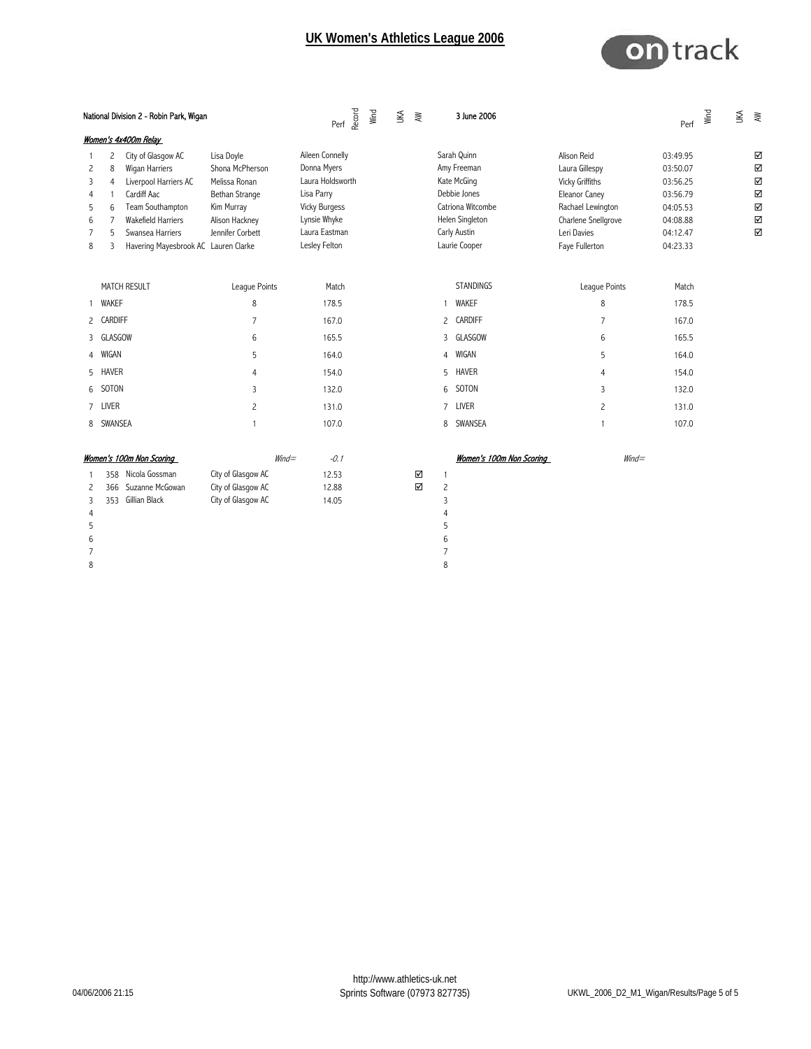# UK Women's Athletics League 2006

National Division 2 - Robin Park, Wigan — 3 June 2006

### *Women's 4x400m Relay*

| | | | | | | | Perf | Wind | UKA | AW |
|---|---|---|---|---|---|---|---|---|---|---|
| 1 | 2 | City of Glasgow AC | Lisa Doyle | Aileen Connelly | Sarah Quinn | Alison Reid | 03:49.95 | | | ☑ |
| 2 | 8 | Wigan Harriers | Shona McPherson | Donna Myers | Amy Freeman | Laura Gillespy | 03:50.07 | | | ☑ |
| 3 | 4 | Liverpool Harriers AC | Melissa Ronan | Laura Holdsworth | Kate McGing | Vicky Griffiths | 03:56.25 | | | ☑ |
| 4 | 1 | Cardiff Aac | Bethan Strange | Lisa Parry | Debbie Jones | Eleanor Caney | 03:56.79 | | | ☑ |
| 5 | 6 | Team Southampton | Kim Murray | Vicky Burgess | Catriona Witcombe | Rachael Lewington | 04:05.53 | | | ☑ |
| 6 | 7 | Wakefield Harriers | Alison Hackney | Lynsie Whyke | Helen Singleton | Charlene Snellgrove | 04:08.88 | | | ☑ |
| 7 | 5 | Swansea Harriers | Jennifer Corbett | Laura Eastman | Carly Austin | Leri Davies | 04:12.47 | | | ☑ |
| 8 | 3 | Havering Mayesbrook AC | Lauren Clarke | Lesley Felton | Laurie Cooper | Faye Fullerton | 04:23.33 | | | |

| | MATCH RESULT | League Points | Match |
|---|---|---|---|
| 1 | WAKEF | 8 | 178.5 |
| 2 | CARDIFF | 7 | 167.0 |
| 3 | GLASGOW | 6 | 165.5 |
| 4 | WIGAN | 5 | 164.0 |
| 5 | HAVER | 4 | 154.0 |
| 6 | SOTON | 3 | 132.0 |
| 7 | LIVER | 2 | 131.0 |
| 8 | SWANSEA | 1 | 107.0 |

| | STANDINGS | League Points | Match |
|---|---|---|---|
| 1 | WAKEF | 8 | 178.5 |
| 2 | CARDIFF | 7 | 167.0 |
| 3 | GLASGOW | 6 | 165.5 |
| 4 | WIGAN | 5 | 164.0 |
| 5 | HAVER | 4 | 154.0 |
| 6 | SOTON | 3 | 132.0 |
| 7 | LIVER | 2 | 131.0 |
| 8 | SWANSEA | 1 | 107.0 |

### *Women's 100m Non Scoring* — *Wind= -0.1*

| | | | | Perf | AW |
|---|---|---|---|---|---|
| 1 | 358 | Nicola Gossman | City of Glasgow AC | 12.53 | ☑ |
| 2 | 366 | Suzanne McGowan | City of Glasgow AC | 12.88 | ☑ |
| 3 | 353 | Gillian Black | City of Glasgow AC | 14.05 | |
| 4 | | | | | |
| 5 | | | | | |
| 6 | | | | | |
| 7 | | | | | |
| 8 | | | | | |

### *Women's 100m Non Scoring* — *Wind=*

| | |
|---|---|
| 1 | |
| 2 | |
| 3 | |
| 4 | |
| 5 | |
| 6 | |
| 7 | |
| 8 | |

04/06/2006 21:15 — http://www.athletics-uk.net — Sprints Software (07973 827735) — UKWL_2006_D2_M1_Wigan/Results